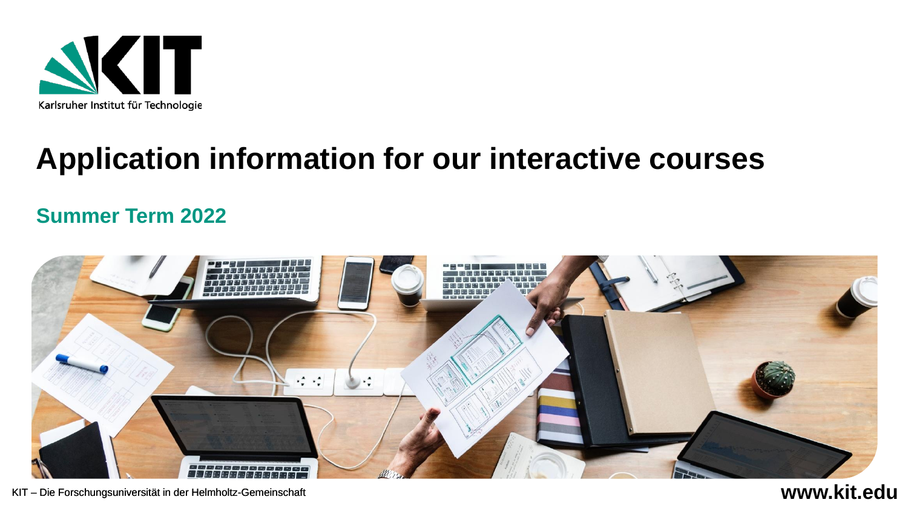Karlsruher Institut für Technologie

# Application information for our interactive courses

## Summer Term 2022

KIT – Die Forschungsuniversität in der Helmholtz-Gemeinschaft

**www.kit.edu**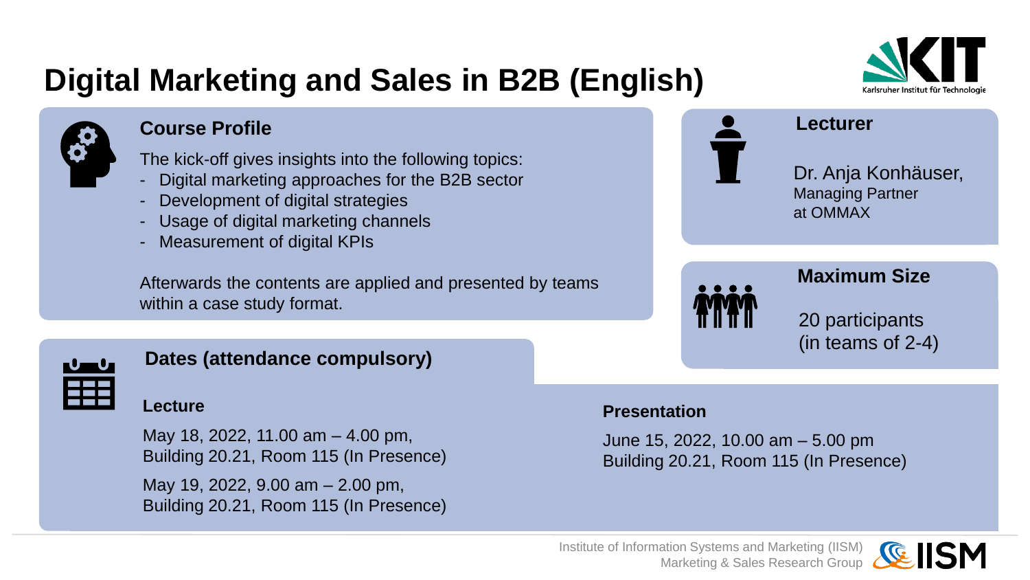# Digital Marketing and Sales in B2B (English)

## Course Profile

The kick-off gives insights into the following topics:

- Digital marketing approaches for the B2B sector
- Development of digital strategies
- Usage of digital marketing channels
- Measurement of digital KPIs

Afterwards the contents are applied and presented by teams within a case study format.

## Lecturer

Dr. Anja Konhäuser,
Managing Partner
at OMMAX

## Maximum Size

20 participants
(in teams of 2-4)

## Dates (attendance compulsory)

### Lecture

May 18, 2022, 11.00 am – 4.00 pm,
Building 20.21, Room 115 (In Presence)

May 19, 2022, 9.00 am – 2.00 pm,
Building 20.21, Room 115 (In Presence)

### Presentation

June 15, 2022, 10.00 am – 5.00 pm
Building 20.21, Room 115 (In Presence)

Institute of Information Systems and Marketing (IISM)
Marketing & Sales Research Group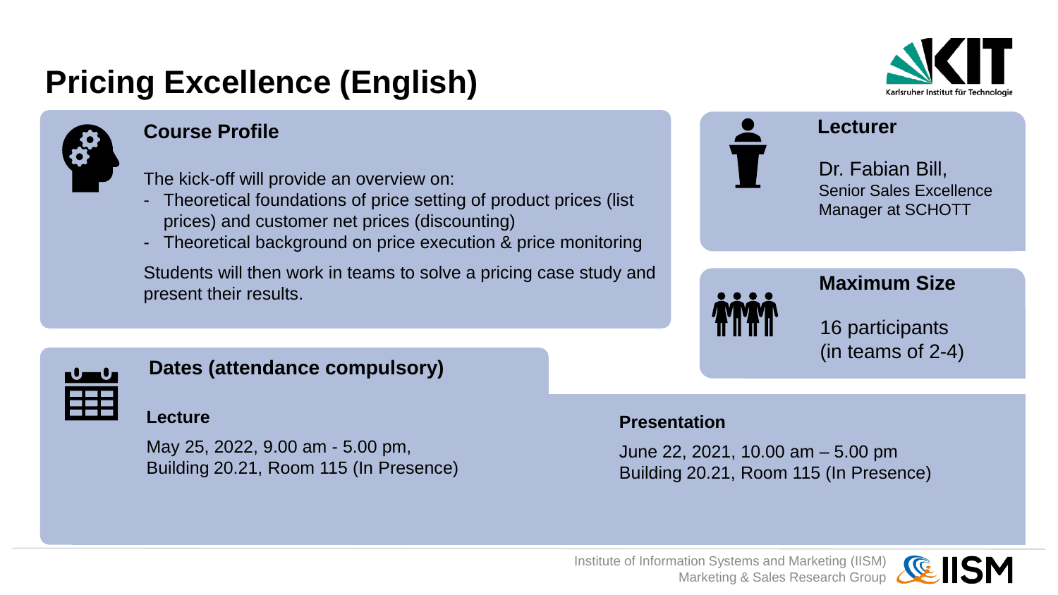# Pricing Excellence (English)

## Course Profile

The kick-off will provide an overview on:

- Theoretical foundations of price setting of product prices (list prices) and customer net prices (discounting)
- Theoretical background on price execution & price monitoring

Students will then work in teams to solve a pricing case study and present their results.

## Lecturer

Dr. Fabian Bill,
Senior Sales Excellence Manager at SCHOTT

## Maximum Size

16 participants
(in teams of 2-4)

## Dates (attendance compulsory)

**Lecture**

May 25, 2022, 9.00 am - 5.00 pm,
Building 20.21, Room 115 (In Presence)

**Presentation**

June 22, 2021, 10.00 am – 5.00 pm
Building 20.21, Room 115 (In Presence)

Institute of Information Systems and Marketing (IISM)
Marketing & Sales Research Group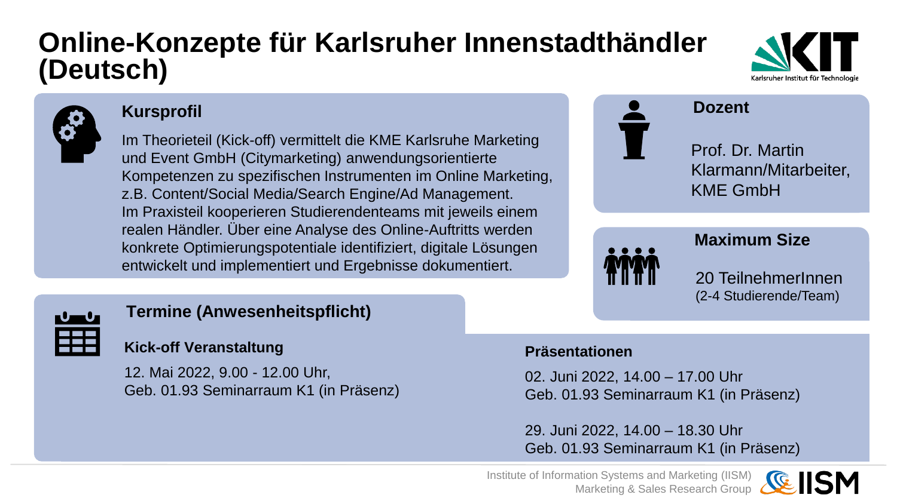# Online-Konzepte für Karlsruher Innenstadthändler (Deutsch)

## Kursprofil

Im Theorieteil (Kick-off) vermittelt die KME Karlsruhe Marketing und Event GmbH (Citymarketing) anwendungsorientierte Kompetenzen zu spezifischen Instrumenten im Online Marketing, z.B. Content/Social Media/Search Engine/Ad Management.
Im Praxisteil kooperieren Studierendenteams mit jeweils einem realen Händler. Über eine Analyse des Online-Auftritts werden konkrete Optimierungspotentiale identifiziert, digitale Lösungen entwickelt und implementiert und Ergebnisse dokumentiert.

## Dozent

Prof. Dr. Martin Klarmann/Mitarbeiter, KME GmbH

## Maximum Size

20 TeilnehmerInnen
(2-4 Studierende/Team)

## Termine (Anwesenheitspflicht)

### Kick-off Veranstaltung

12. Mai 2022, 9.00 - 12.00 Uhr,
Geb. 01.93 Seminarraum K1 (in Präsenz)

### Präsentationen

02. Juni 2022, 14.00 – 17.00 Uhr
Geb. 01.93 Seminarraum K1 (in Präsenz)

29. Juni 2022, 14.00 – 18.30 Uhr
Geb. 01.93 Seminarraum K1 (in Präsenz)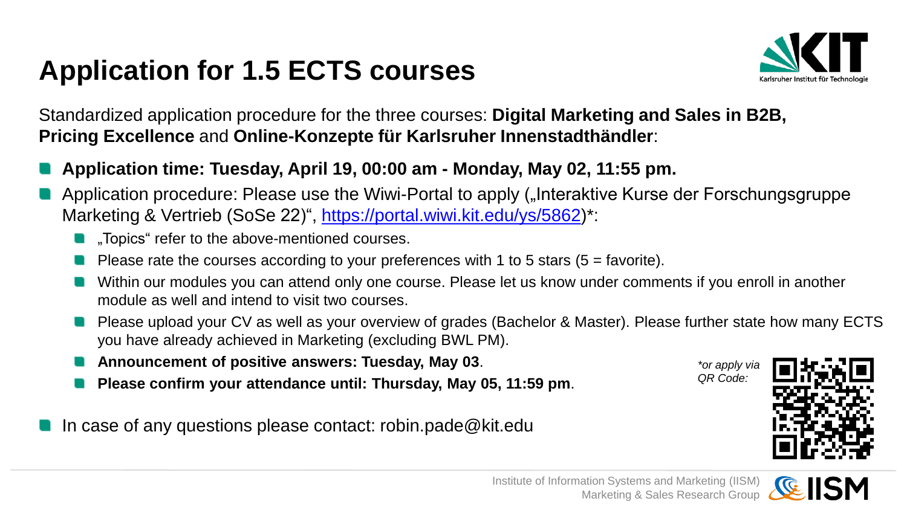# Application for 1.5 ECTS courses

Standardized application procedure for the three courses: **Digital Marketing and Sales in B2B, Pricing Excellence** and **Online-Konzepte für Karlsruher Innenstadthändler**:

- **Application time: Tuesday, April 19, 00:00 am - Monday, May 02, 11:55 pm.**
- Application procedure: Please use the Wiwi-Portal to apply („Interaktive Kurse der Forschungsgruppe Marketing & Vertrieb (SoSe 22)", https://portal.wiwi.kit.edu/ys/5862)*:
  - „Topics" refer to the above-mentioned courses.
  - Please rate the courses according to your preferences with 1 to 5 stars (5 = favorite).
  - Within our modules you can attend only one course. Please let us know under comments if you enroll in another module as well and intend to visit two courses.
  - Please upload your CV as well as your overview of grades (Bachelor & Master). Please further state how many ECTS you have already achieved in Marketing (excluding BWL PM).
  - **Announcement of positive answers: Tuesday, May 03**.
  - **Please confirm your attendance until: Thursday, May 05, 11:59 pm**.
- In case of any questions please contact: robin.pade@kit.edu

*\*or apply via QR Code:*